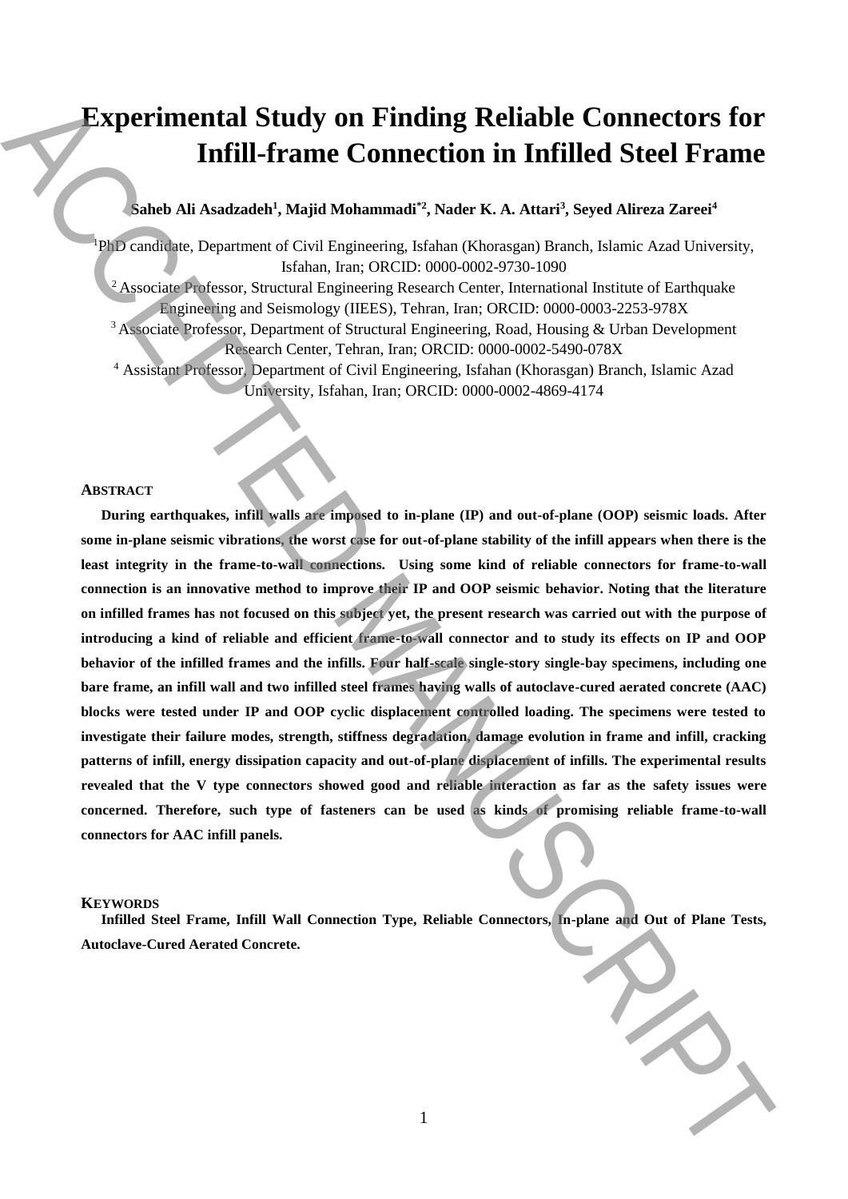# Experimental Study on Finding Reliable Connectors for Infill-frame Connection in Infilled Steel Frame

**Saheb Ali Asadzadeh[1], Majid Mohammadi[*2], Nader K. A. Attari[3], Seyed Alireza Zareei[4]**

[1]PhD candidate, Department of Civil Engineering, Isfahan (Khorasgan) Branch, Islamic Azad University, Isfahan, Iran; ORCID: 0000-0002-9730-1090

[2] Associate Professor, Structural Engineering Research Center, International Institute of Earthquake Engineering and Seismology (IIEES), Tehran, Iran; ORCID: 0000-0003-2253-978X

[3] Associate Professor, Department of Structural Engineering, Road, Housing & Urban Development Research Center, Tehran, Iran; ORCID: 0000-0002-5490-078X

[4] Assistant Professor, Department of Civil Engineering, Isfahan (Khorasgan) Branch, Islamic Azad University, Isfahan, Iran; ORCID: 0000-0002-4869-4174

## ABSTRACT

**During earthquakes, infill walls are imposed to in-plane (IP) and out-of-plane (OOP) seismic loads. After some in-plane seismic vibrations, the worst case for out-of-plane stability of the infill appears when there is the least integrity in the frame-to-wall connections. Using some kind of reliable connectors for frame-to-wall connection is an innovative method to improve their IP and OOP seismic behavior. Noting that the literature on infilled frames has not focused on this subject yet, the present research was carried out with the purpose of introducing a kind of reliable and efficient frame-to-wall connector and to study its effects on IP and OOP behavior of the infilled frames and the infills. Four half-scale single-story single-bay specimens, including one bare frame, an infill wall and two infilled steel frames having walls of autoclave-cured aerated concrete (AAC) blocks were tested under IP and OOP cyclic displacement controlled loading. The specimens were tested to investigate their failure modes, strength, stiffness degradation, damage evolution in frame and infill, cracking patterns of infill, energy dissipation capacity and out-of-plane displacement of infills. The experimental results revealed that the V type connectors showed good and reliable interaction as far as the safety issues were concerned. Therefore, such type of fasteners can be used as kinds of promising reliable frame-to-wall connectors for AAC infill panels.**

## KEYWORDS

**Infilled Steel Frame, Infill Wall Connection Type, Reliable Connectors, In-plane and Out of Plane Tests, Autoclave-Cured Aerated Concrete.**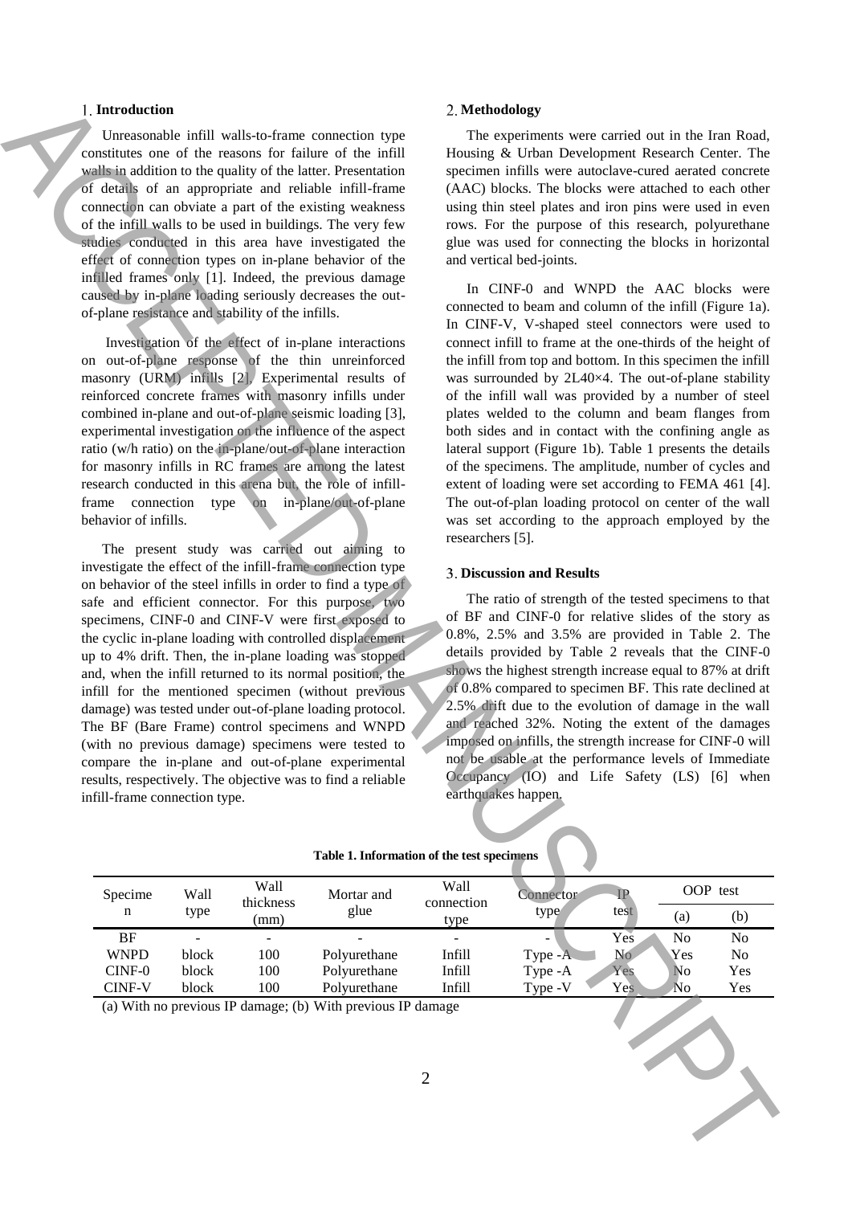## 1. Introduction

Unreasonable infill walls-to-frame connection type constitutes one of the reasons for failure of the infill walls in addition to the quality of the latter. Presentation of details of an appropriate and reliable infill-frame connection can obviate a part of the existing weakness of the infill walls to be used in buildings. The very few studies conducted in this area have investigated the effect of connection types on in-plane behavior of the infilled frames only [1]. Indeed, the previous damage caused by in-plane loading seriously decreases the out-of-plane resistance and stability of the infills.

Investigation of the effect of in-plane interactions on out-of-plane response of the thin unreinforced masonry (URM) infills [2], Experimental results of reinforced concrete frames with masonry infills under combined in-plane and out-of-plane seismic loading [3], experimental investigation on the influence of the aspect ratio (w/h ratio) on the in-plane/out-of-plane interaction for masonry infills in RC frames are among the latest research conducted in this arena but, the role of infill-frame connection type on in-plane/out-of-plane behavior of infills.

The present study was carried out aiming to investigate the effect of the infill-frame connection type on behavior of the steel infills in order to find a type of safe and efficient connector. For this purpose, two specimens, CINF-0 and CINF-V were first exposed to the cyclic in-plane loading with controlled displacement up to 4% drift. Then, the in-plane loading was stopped and, when the infill returned to its normal position, the infill for the mentioned specimen (without previous damage) was tested under out-of-plane loading protocol. The BF (Bare Frame) control specimens and WNPD (with no previous damage) specimens were tested to compare the in-plane and out-of-plane experimental results, respectively. The objective was to find a reliable infill-frame connection type.

## 2. Methodology

The experiments were carried out in the Iran Road, Housing & Urban Development Research Center. The specimen infills were autoclave-cured aerated concrete (AAC) blocks. The blocks were attached to each other using thin steel plates and iron pins were used in even rows. For the purpose of this research, polyurethane glue was used for connecting the blocks in horizontal and vertical bed-joints.

In CINF-0 and WNPD the AAC blocks were connected to beam and column of the infill (Figure 1a). In CINF-V, V-shaped steel connectors were used to connect infill to frame at the one-thirds of the height of the infill from top and bottom. In this specimen the infill was surrounded by 2L40×4. The out-of-plane stability of the infill wall was provided by a number of steel plates welded to the column and beam flanges from both sides and in contact with the confining angle as lateral support (Figure 1b). Table 1 presents the details of the specimens. The amplitude, number of cycles and extent of loading were set according to FEMA 461 [4]. The out-of-plan loading protocol on center of the wall was set according to the approach employed by the researchers [5].

## 3. Discussion and Results

The ratio of strength of the tested specimens to that of BF and CINF-0 for relative slides of the story as 0.8%, 2.5% and 3.5% are provided in Table 2. The details provided by Table 2 reveals that the CINF-0 shows the highest strength increase equal to 87% at drift of 0.8% compared to specimen BF. This rate declined at 2.5% drift due to the evolution of damage in the wall and reached 32%. Noting the extent of the damages imposed on infills, the strength increase for CINF-0 will not be usable at the performance levels of Immediate Occupancy (IO) and Life Safety (LS) [6] when earthquakes happen.

**Table 1. Information of the test specimens**

| Specimen | Wall type | Wall thickness (mm) | Mortar and glue | Wall connection type | Connector type | IP test | OOP test | |
|---|---|---|---|---|---|---|---|---|
| | | | | | | | (a) | (b) |
| BF | - | - | - | - | - | Yes | No | No |
| WNPD | block | 100 | Polyurethane | Infill | Type -A | No | Yes | No |
| CINF-0 | block | 100 | Polyurethane | Infill | Type -A | Yes | No | Yes |
| CINF-V | block | 100 | Polyurethane | Infill | Type -V | Yes | No | Yes |

(a) With no previous IP damage; (b) With previous IP damage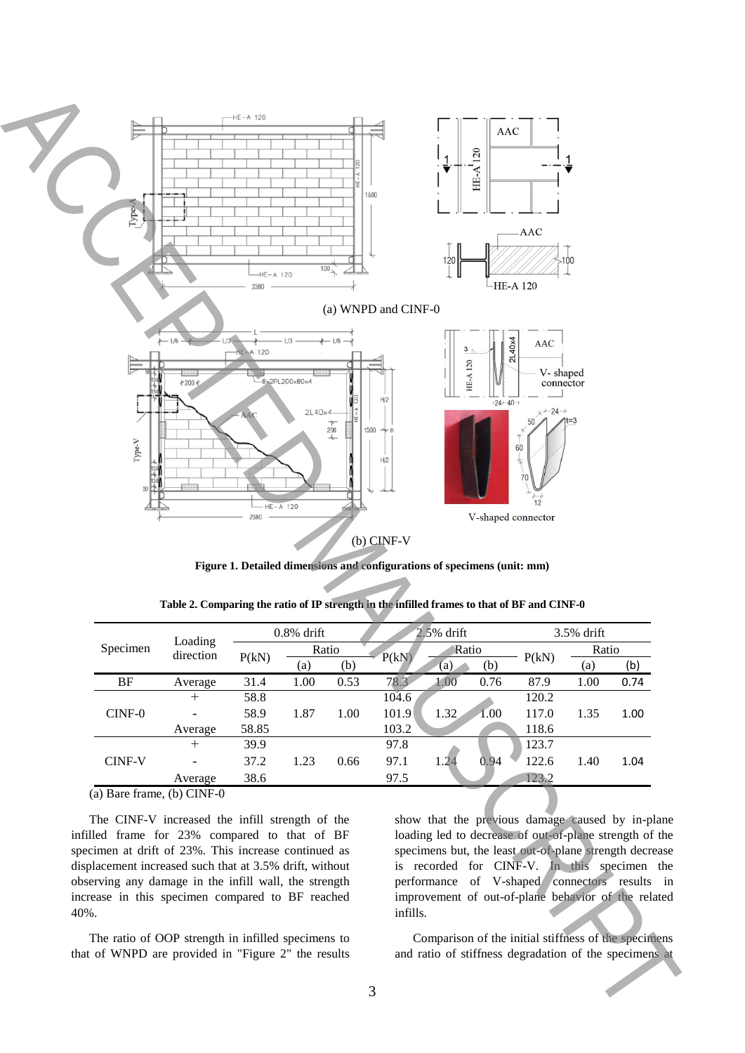(a) WNPD and CINF-0

(b) CINF-V

**Figure 1. Detailed dimensions and configurations of specimens (unit: mm)**

**Table 2. Comparing the ratio of IP strength in the infilled frames to that of BF and CINF-0**

| Specimen | Loading direction | 0.8% drift | | | 2.5% drift | | | 3.5% drift | | |
|---|---|---|---|---|---|---|---|---|---|---|
| | | P(kN) | Ratio | | P(kN) | Ratio | | P(kN) | Ratio | |
| | | | (a) | (b) | | (a) | (b) | | (a) | (b) |
| BF | Average | 31.4 | 1.00 | 0.53 | 78.3 | 1.00 | 0.76 | 87.9 | 1.00 | 0.74 |
| CINF-0 | + | 58.8 | 1.87 | 1.00 | 104.6 | 1.32 | 1.00 | 120.2 | 1.35 | 1.00 |
| | - | 58.9 | | | 101.9 | | | 117.0 | | |
| | Average | 58.85 | | | 103.2 | | | 118.6 | | |
| CINF-V | + | 39.9 | 1.23 | 0.66 | 97.8 | 1.24 | 0.94 | 123.7 | 1.40 | 1.04 |
| | - | 37.2 | | | 97.1 | | | 122.6 | | |
| | Average | 38.6 | | | 97.5 | | | 123.2 | | |

(a) Bare frame, (b) CINF-0

The CINF-V increased the infill strength of the infilled frame for 23% compared to that of BF specimen at drift of 23%. This increase continued as displacement increased such that at 3.5% drift, without observing any damage in the infill wall, the strength increase in this specimen compared to BF reached 40%.

The ratio of OOP strength in infilled specimens to that of WNPD are provided in "Figure 2" the results show that the previous damage caused by in-plane loading led to decrease of out-of-plane strength of the specimens but, the least out-of-plane strength decrease is recorded for CINF-V. In this specimen the performance of V-shaped connectors results in improvement of out-of-plane behavior of the related infills.

Comparison of the initial stiffness of the specimens and ratio of stiffness degradation of the specimens at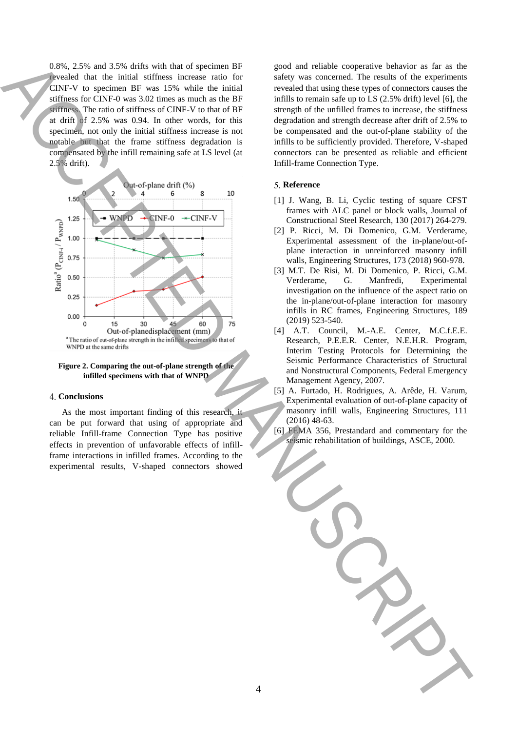0.8%, 2.5% and 3.5% drifts with that of specimen BF revealed that the initial stiffness increase ratio for CINF-V to specimen BF was 15% while the initial stiffness for CINF-0 was 3.02 times as much as the BF stiffness. The ratio of stiffness of CINF-V to that of BF at drift of 2.5% was 0.94. In other words, for this specimen, not only the initial stiffness increase is not notable but that the frame stiffness degradation is compensated by the infill remaining safe at LS level (at 2.5% drift).

Out-of-plane drift (%)

0 2 4 6 8 10

1.50
1.25
1.00
0.75
0.50
0.25
0.00

WNPD CINF-0 CINF-V

Ratio$^{a}$ ($P_{CINF-i}$ / $P_{WNPD}$)

0 15 30 45 60 75

Out-of-planedisplacement (mm)

$^{a}$ The ratio of out-of-plane strength in the infilled specimens to that of WNPD at the same drifts

**Figure 2. Comparing the out-of-plane strength of the infilled specimens with that of WNPD**

## 4. Conclusions

As the most important finding of this research, it can be put forward that using of appropriate and reliable Infill-frame Connection Type has positive effects in prevention of unfavorable effects of infill-frame interactions in infilled frames. According to the experimental results, V-shaped connectors showed good and reliable cooperative behavior as far as the safety was concerned. The results of the experiments revealed that using these types of connectors causes the infills to remain safe up to LS (2.5% drift) level [6], the strength of the unfilled frames to increase, the stiffness degradation and strength decrease after drift of 2.5% to be compensated and the out-of-plane stability of the infills to be sufficiently provided. Therefore, V-shaped connectors can be presented as reliable and efficient Infill-frame Connection Type.

## 5. Reference

[1] J. Wang, B. Li, Cyclic testing of square CFST frames with ALC panel or block walls, Journal of Constructional Steel Research, 130 (2017) 264-279.

[2] P. Ricci, M. Di Domenico, G.M. Verderame, Experimental assessment of the in-plane/out-of-plane interaction in unreinforced masonry infill walls, Engineering Structures, 173 (2018) 960-978.

[3] M.T. De Risi, M. Di Domenico, P. Ricci, G.M. Verderame, G. Manfredi, Experimental investigation on the influence of the aspect ratio on the in-plane/out-of-plane interaction for masonry infills in RC frames, Engineering Structures, 189 (2019) 523-540.

[4] A.T. Council, M.-A.E. Center, M.C.f.E.E. Research, P.E.E.R. Center, N.E.H.R. Program, Interim Testing Protocols for Determining the Seismic Performance Characteristics of Structural and Nonstructural Components, Federal Emergency Management Agency, 2007.

[5] A. Furtado, H. Rodrigues, A. Arêde, H. Varum, Experimental evaluation of out-of-plane capacity of masonry infill walls, Engineering Structures, 111 (2016) 48-63.

[6] FEMA 356, Prestandard and commentary for the seismic rehabilitation of buildings, ASCE, 2000.